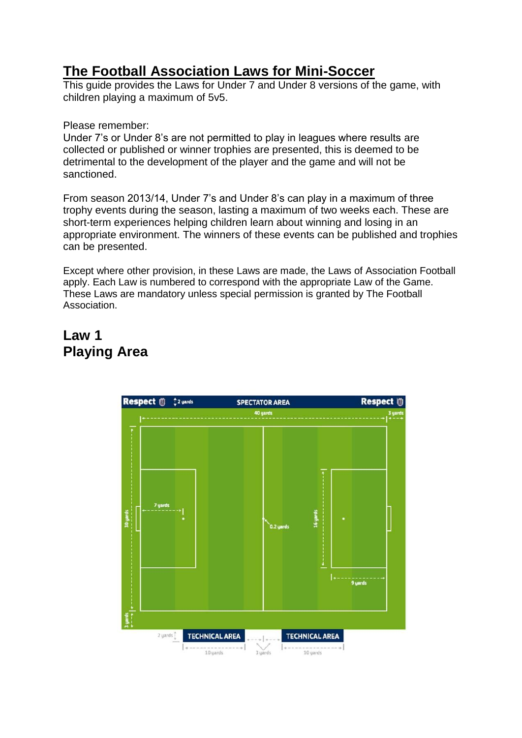# The Football Association Laws for Mini-Soccer

This guide provides the Laws for Under 7 and Under 8 versions of the game, with children playing a maximum of 5v5.

Please remember:
Under 7's or Under 8's are not permitted to play in leagues where results are collected or published or winner trophies are presented, this is deemed to be detrimental to the development of the player and the game and will not be sanctioned.

From season 2013/14, Under 7's and Under 8's can play in a maximum of three trophy events during the season, lasting a maximum of two weeks each. These are short-term experiences helping children learn about winning and losing in an appropriate environment. The winners of these events can be published and trophies can be presented.

Except where other provision, in these Laws are made, the Laws of Association Football apply. Each Law is numbered to correspond with the appropriate Law of the Game. These Laws are mandatory unless special permission is granted by The Football Association.

## Law 1
## Playing Area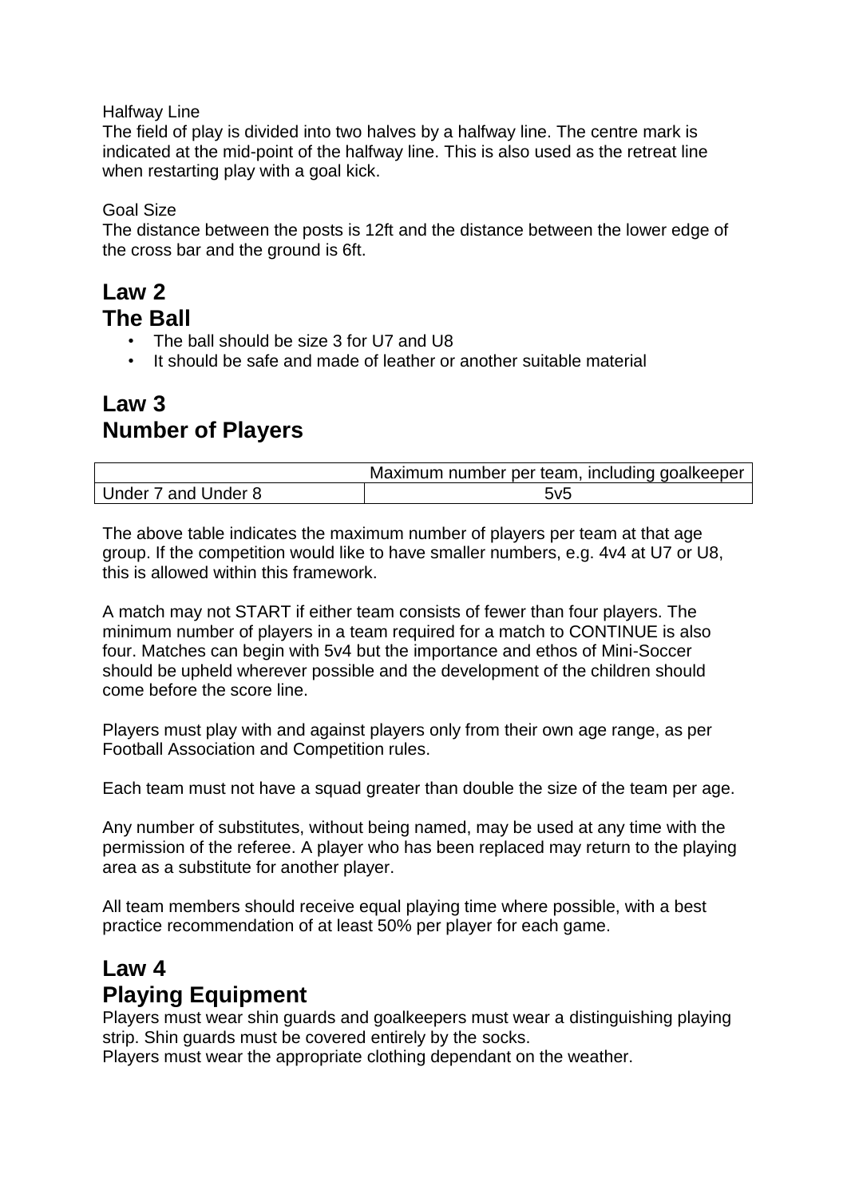Halfway Line

The field of play is divided into two halves by a halfway line. The centre mark is indicated at the mid-point of the halfway line. This is also used as the retreat line when restarting play with a goal kick.

Goal Size

The distance between the posts is 12ft and the distance between the lower edge of the cross bar and the ground is 6ft.

## Law 2
## The Ball

- The ball should be size 3 for U7 and U8
- It should be safe and made of leather or another suitable material

## Law 3
## Number of Players

| | Maximum number per team, including goalkeeper |
|---|---|
| Under 7 and Under 8 | 5v5 |

The above table indicates the maximum number of players per team at that age group. If the competition would like to have smaller numbers, e.g. 4v4 at U7 or U8, this is allowed within this framework.

A match may not START if either team consists of fewer than four players. The minimum number of players in a team required for a match to CONTINUE is also four. Matches can begin with 5v4 but the importance and ethos of Mini-Soccer should be upheld wherever possible and the development of the children should come before the score line.

Players must play with and against players only from their own age range, as per Football Association and Competition rules.

Each team must not have a squad greater than double the size of the team per age.

Any number of substitutes, without being named, may be used at any time with the permission of the referee. A player who has been replaced may return to the playing area as a substitute for another player.

All team members should receive equal playing time where possible, with a best practice recommendation of at least 50% per player for each game.

## Law 4
## Playing Equipment

Players must wear shin guards and goalkeepers must wear a distinguishing playing strip. Shin guards must be covered entirely by the socks.
Players must wear the appropriate clothing dependant on the weather.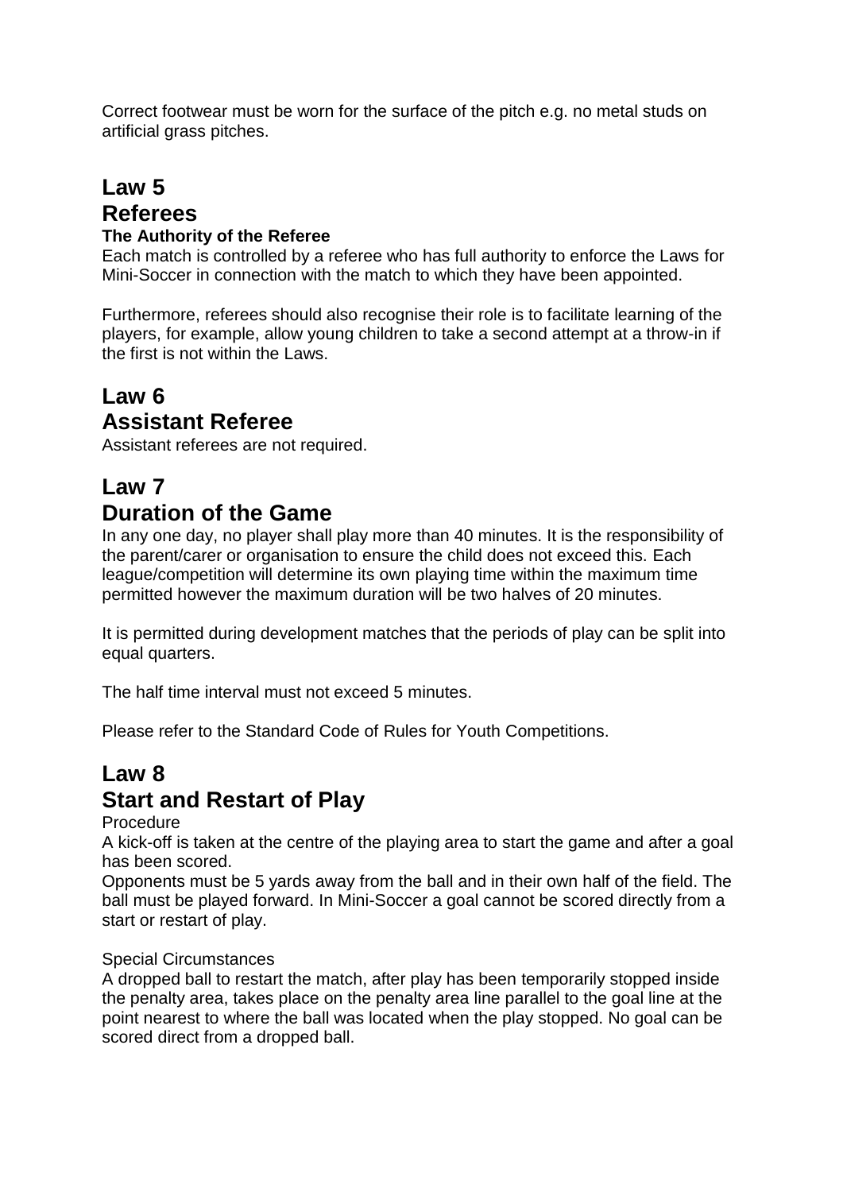Correct footwear must be worn for the surface of the pitch e.g. no metal studs on artificial grass pitches.

## Law 5
## Referees

**The Authority of the Referee**

Each match is controlled by a referee who has full authority to enforce the Laws for Mini-Soccer in connection with the match to which they have been appointed.

Furthermore, referees should also recognise their role is to facilitate learning of the players, for example, allow young children to take a second attempt at a throw-in if the first is not within the Laws.

## Law 6
## Assistant Referee

Assistant referees are not required.

## Law 7
## Duration of the Game

In any one day, no player shall play more than 40 minutes. It is the responsibility of the parent/carer or organisation to ensure the child does not exceed this. Each league/competition will determine its own playing time within the maximum time permitted however the maximum duration will be two halves of 20 minutes.

It is permitted during development matches that the periods of play can be split into equal quarters.

The half time interval must not exceed 5 minutes.

Please refer to the Standard Code of Rules for Youth Competitions.

## Law 8
## Start and Restart of Play

Procedure

A kick-off is taken at the centre of the playing area to start the game and after a goal has been scored.

Opponents must be 5 yards away from the ball and in their own half of the field. The ball must be played forward. In Mini-Soccer a goal cannot be scored directly from a start or restart of play.

Special Circumstances

A dropped ball to restart the match, after play has been temporarily stopped inside the penalty area, takes place on the penalty area line parallel to the goal line at the point nearest to where the ball was located when the play stopped. No goal can be scored direct from a dropped ball.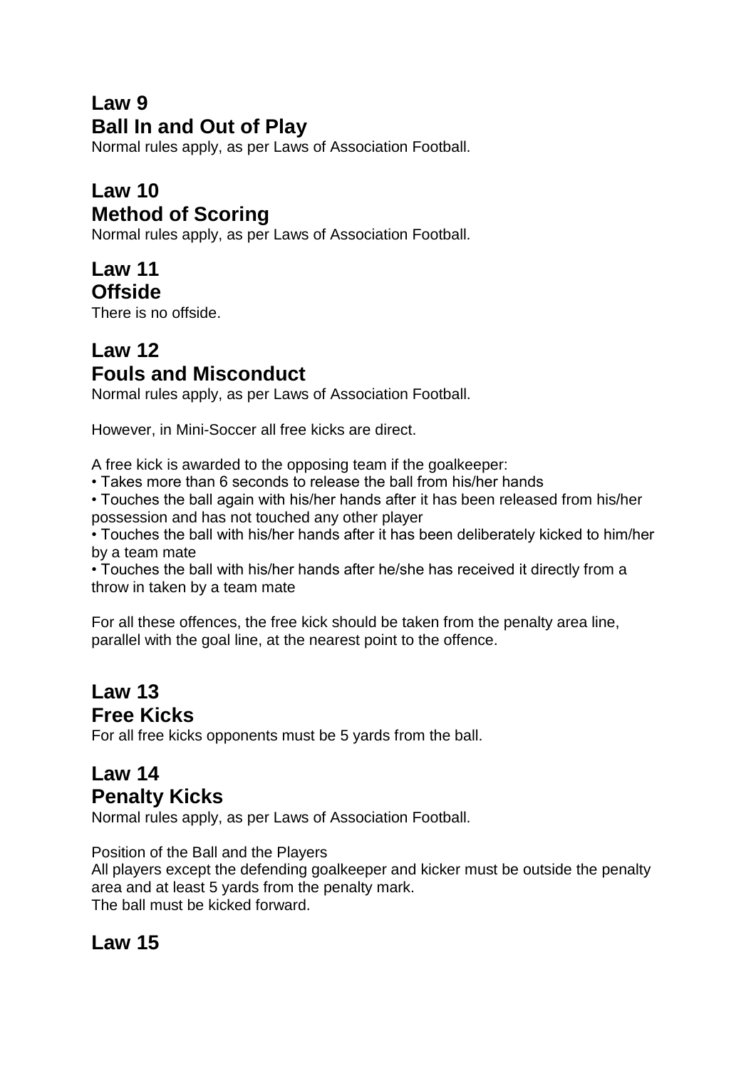## Law 9
## Ball In and Out of Play

Normal rules apply, as per Laws of Association Football.

## Law 10
## Method of Scoring

Normal rules apply, as per Laws of Association Football.

## Law 11
## Offside

There is no offside.

## Law 12
## Fouls and Misconduct

Normal rules apply, as per Laws of Association Football.

However, in Mini-Soccer all free kicks are direct.

A free kick is awarded to the opposing team if the goalkeeper:

- Takes more than 6 seconds to release the ball from his/her hands
- Touches the ball again with his/her hands after it has been released from his/her possession and has not touched any other player
- Touches the ball with his/her hands after it has been deliberately kicked to him/her by a team mate
- Touches the ball with his/her hands after he/she has received it directly from a throw in taken by a team mate

For all these offences, the free kick should be taken from the penalty area line, parallel with the goal line, at the nearest point to the offence.

## Law 13
## Free Kicks

For all free kicks opponents must be 5 yards from the ball.

## Law 14
## Penalty Kicks

Normal rules apply, as per Laws of Association Football.

Position of the Ball and the Players
All players except the defending goalkeeper and kicker must be outside the penalty area and at least 5 yards from the penalty mark.
The ball must be kicked forward.

## Law 15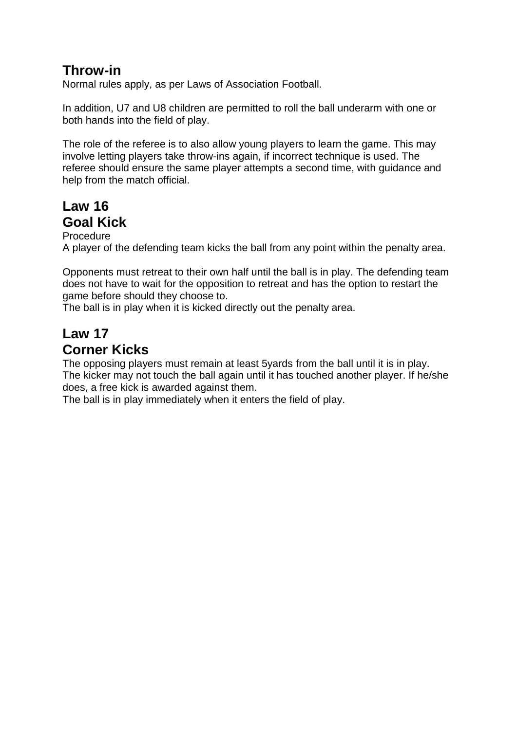## Throw-in

Normal rules apply, as per Laws of Association Football.

In addition, U7 and U8 children are permitted to roll the ball underarm with one or both hands into the field of play.

The role of the referee is to also allow young players to learn the game. This may involve letting players take throw-ins again, if incorrect technique is used. The referee should ensure the same player attempts a second time, with guidance and help from the match official.

## Law 16
## Goal Kick

Procedure

A player of the defending team kicks the ball from any point within the penalty area.

Opponents must retreat to their own half until the ball is in play. The defending team does not have to wait for the opposition to retreat and has the option to restart the game before should they choose to.

The ball is in play when it is kicked directly out the penalty area.

## Law 17
## Corner Kicks

The opposing players must remain at least 5yards from the ball until it is in play.
The kicker may not touch the ball again until it has touched another player. If he/she does, a free kick is awarded against them.
The ball is in play immediately when it enters the field of play.